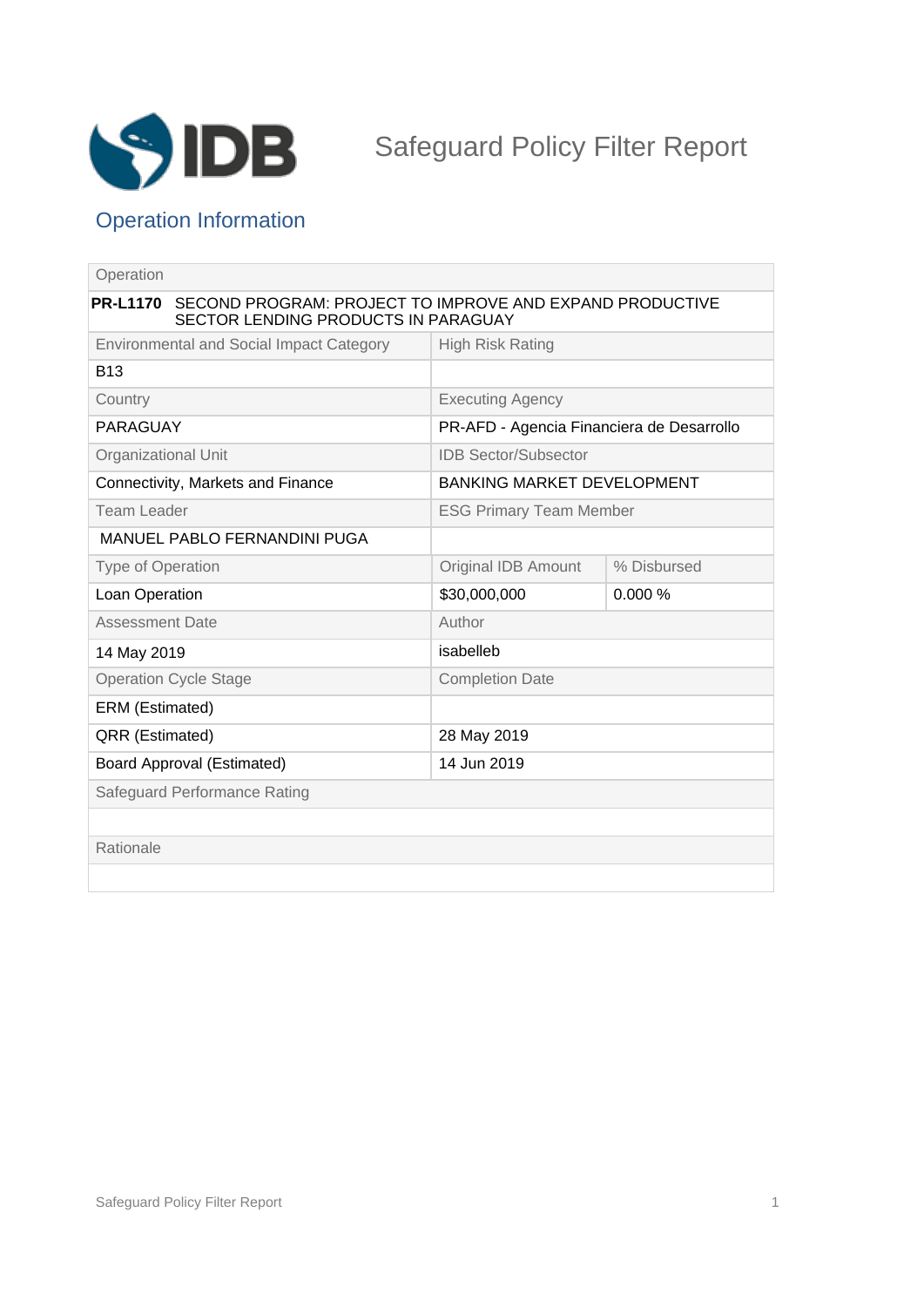# Safeguard Policy Filter Report

## Operation Information

| Operation | | |
|---|---|---|
| **PR-L1170** SECOND PROGRAM: PROJECT TO IMPROVE AND EXPAND PRODUCTIVE SECTOR LENDING PRODUCTS IN PARAGUAY | | |
| Environmental and Social Impact Category | High Risk Rating | |
| B13 | | |
| Country | Executing Agency | |
| PARAGUAY | PR-AFD - Agencia Financiera de Desarrollo | |
| Organizational Unit | IDB Sector/Subsector | |
| Connectivity, Markets and Finance | BANKING MARKET DEVELOPMENT | |
| Team Leader | ESG Primary Team Member | |
| MANUEL PABLO FERNANDINI PUGA | | |
| Type of Operation | Original IDB Amount | % Disbursed |
| Loan Operation | $30,000,000 | 0.000 % |
| Assessment Date | Author | |
| 14 May 2019 | isabelleb | |
| Operation Cycle Stage | Completion Date | |
| ERM (Estimated) | | |
| QRR (Estimated) | 28 May 2019 | |
| Board Approval (Estimated) | 14 Jun 2019 | |
| Safeguard Performance Rating | | |
| | | |
| Rationale | | |
| | | |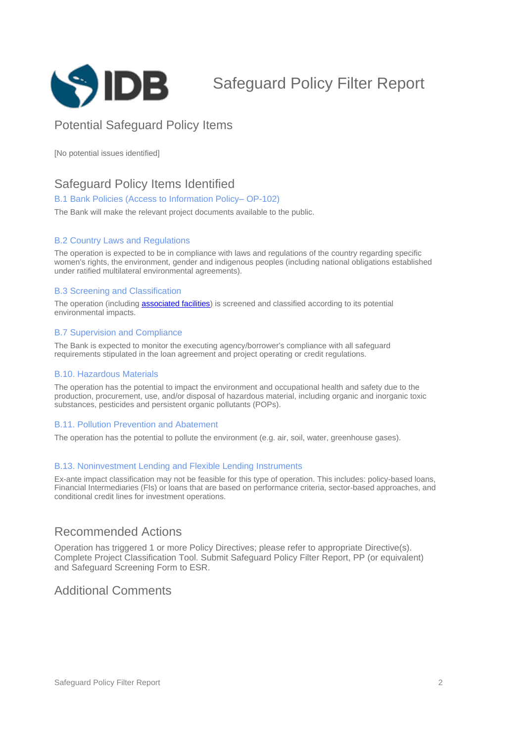# Safeguard Policy Filter Report

## Potential Safeguard Policy Items

[No potential issues identified]

## Safeguard Policy Items Identified

### B.1 Bank Policies (Access to Information Policy– OP-102)

The Bank will make the relevant project documents available to the public.

### B.2 Country Laws and Regulations

The operation is expected to be in compliance with laws and regulations of the country regarding specific women's rights, the environment, gender and indigenous peoples (including national obligations established under ratified multilateral environmental agreements).

### B.3 Screening and Classification

The operation (including associated facilities) is screened and classified according to its potential environmental impacts.

### B.7 Supervision and Compliance

The Bank is expected to monitor the executing agency/borrower's compliance with all safeguard requirements stipulated in the loan agreement and project operating or credit regulations.

### B.10. Hazardous Materials

The operation has the potential to impact the environment and occupational health and safety due to the production, procurement, use, and/or disposal of hazardous material, including organic and inorganic toxic substances, pesticides and persistent organic pollutants (POPs).

### B.11. Pollution Prevention and Abatement

The operation has the potential to pollute the environment (e.g. air, soil, water, greenhouse gases).

### B.13. Noninvestment Lending and Flexible Lending Instruments

Ex-ante impact classification may not be feasible for this type of operation. This includes: policy-based loans, Financial Intermediaries (FIs) or loans that are based on performance criteria, sector-based approaches, and conditional credit lines for investment operations.

## Recommended Actions

Operation has triggered 1 or more Policy Directives; please refer to appropriate Directive(s). Complete Project Classification Tool. Submit Safeguard Policy Filter Report, PP (or equivalent) and Safeguard Screening Form to ESR.

## Additional Comments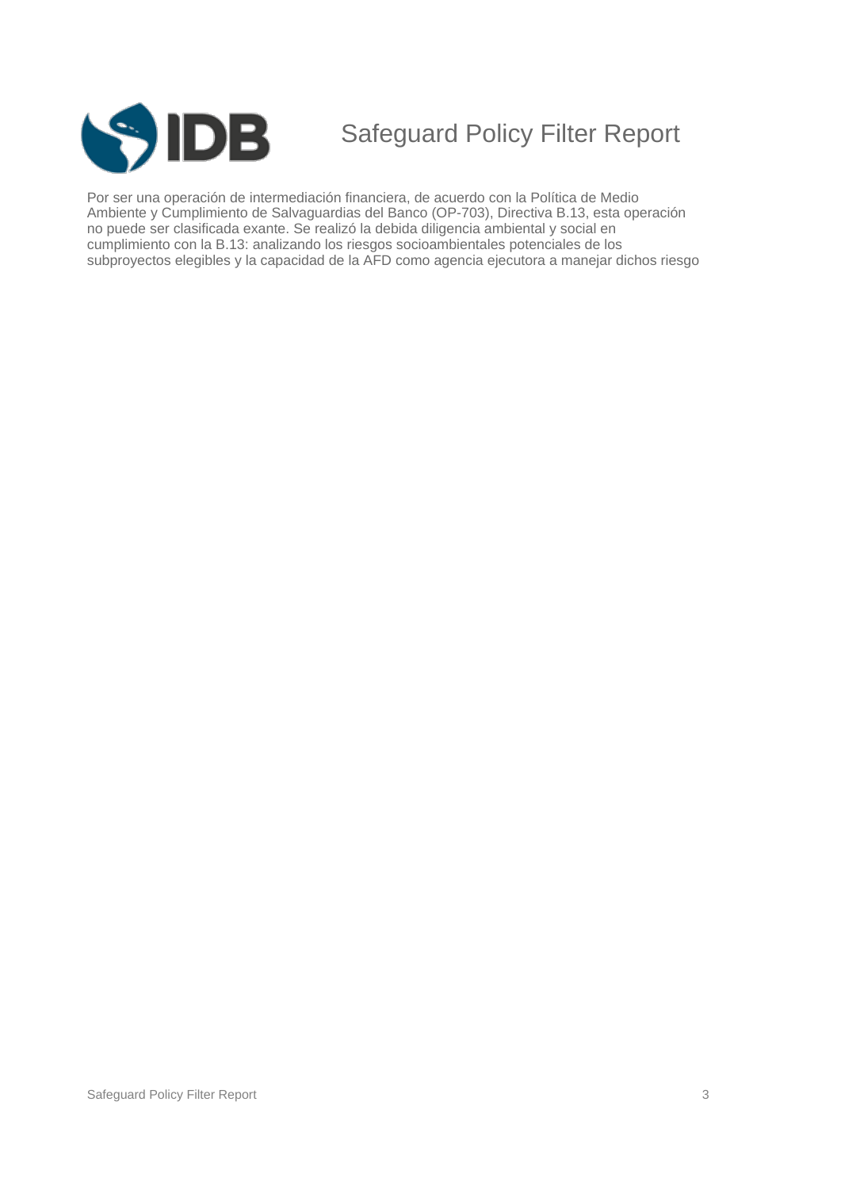Por ser una operación de intermediación financiera, de acuerdo con la Política de Medio Ambiente y Cumplimiento de Salvaguardias del Banco (OP-703), Directiva B.13, esta operación no puede ser clasificada exante. Se realizó la debida diligencia ambiental y social en cumplimiento con la B.13: analizando los riesgos socioambientales potenciales de los subproyectos elegibles y la capacidad de la AFD como agencia ejecutora a manejar dichos riesgo